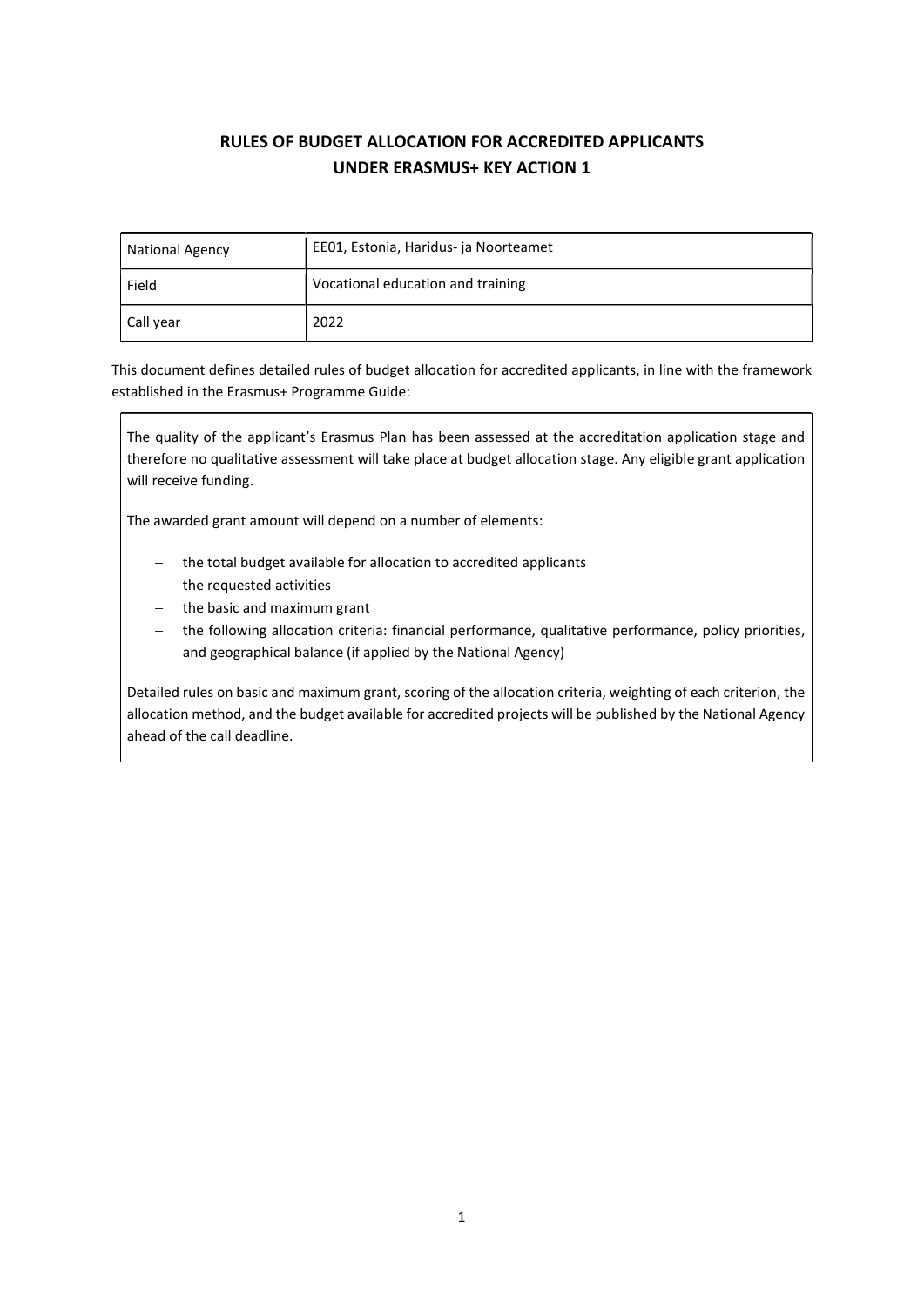# RULES OF BUDGET ALLOCATION FOR ACCREDITED APPLICANTS UNDER ERASMUS+ KEY ACTION 1

| National Agency | EE01, Estonia, Haridus- ja Noorteamet |
|---|---|
| Field | Vocational education and training |
| Call year | 2022 |

This document defines detailed rules of budget allocation for accredited applicants, in line with the framework established in the Erasmus+ Programme Guide:

> The quality of the applicant's Erasmus Plan has been assessed at the accreditation application stage and therefore no qualitative assessment will take place at budget allocation stage. Any eligible grant application will receive funding.
>
> The awarded grant amount will depend on a number of elements:
>
> - the total budget available for allocation to accredited applicants
> - the requested activities
> - the basic and maximum grant
> - the following allocation criteria: financial performance, qualitative performance, policy priorities, and geographical balance (if applied by the National Agency)
>
> Detailed rules on basic and maximum grant, scoring of the allocation criteria, weighting of each criterion, the allocation method, and the budget available for accredited projects will be published by the National Agency ahead of the call deadline.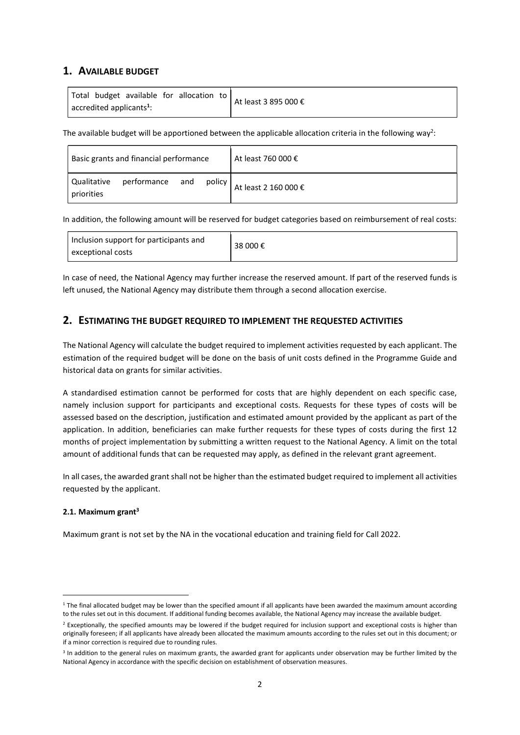## 1. AVAILABLE BUDGET

| Total budget available for allocation to accredited applicants[1]: | At least 3 895 000 € |
|---|---|

The available budget will be apportioned between the applicable allocation criteria in the following way[2]:

| Basic grants and financial performance | At least 760 000 € |
|---|---|
| Qualitative performance and policy priorities | At least 2 160 000 € |

In addition, the following amount will be reserved for budget categories based on reimbursement of real costs:

| Inclusion support for participants and exceptional costs | 38 000 € |
|---|---|

In case of need, the National Agency may further increase the reserved amount. If part of the reserved funds is left unused, the National Agency may distribute them through a second allocation exercise.

## 2. ESTIMATING THE BUDGET REQUIRED TO IMPLEMENT THE REQUESTED ACTIVITIES

The National Agency will calculate the budget required to implement activities requested by each applicant. The estimation of the required budget will be done on the basis of unit costs defined in the Programme Guide and historical data on grants for similar activities.

A standardised estimation cannot be performed for costs that are highly dependent on each specific case, namely inclusion support for participants and exceptional costs. Requests for these types of costs will be assessed based on the description, justification and estimated amount provided by the applicant as part of the application. In addition, beneficiaries can make further requests for these types of costs during the first 12 months of project implementation by submitting a written request to the National Agency. A limit on the total amount of additional funds that can be requested may apply, as defined in the relevant grant agreement.

In all cases, the awarded grant shall not be higher than the estimated budget required to implement all activities requested by the applicant.

### 2.1. Maximum grant[3]

Maximum grant is not set by the NA in the vocational education and training field for Call 2022.

---

[1] The final allocated budget may be lower than the specified amount if all applicants have been awarded the maximum amount according to the rules set out in this document. If additional funding becomes available, the National Agency may increase the available budget.

[2] Exceptionally, the specified amounts may be lowered if the budget required for inclusion support and exceptional costs is higher than originally foreseen; if all applicants have already been allocated the maximum amounts according to the rules set out in this document; or if a minor correction is required due to rounding rules.

[3] In addition to the general rules on maximum grants, the awarded grant for applicants under observation may be further limited by the National Agency in accordance with the specific decision on establishment of observation measures.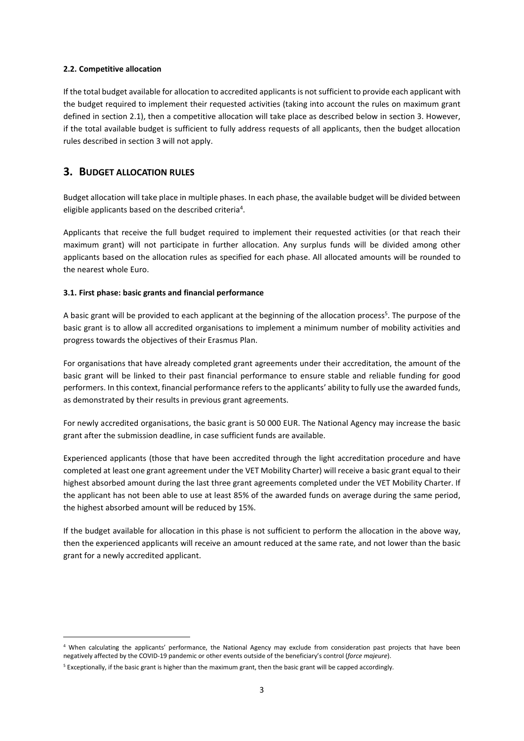### 2.2. Competitive allocation

If the total budget available for allocation to accredited applicants is not sufficient to provide each applicant with the budget required to implement their requested activities (taking into account the rules on maximum grant defined in section 2.1), then a competitive allocation will take place as described below in section 3. However, if the total available budget is sufficient to fully address requests of all applicants, then the budget allocation rules described in section 3 will not apply.

## 3. BUDGET ALLOCATION RULES

Budget allocation will take place in multiple phases. In each phase, the available budget will be divided between eligible applicants based on the described criteria[4].

Applicants that receive the full budget required to implement their requested activities (or that reach their maximum grant) will not participate in further allocation. Any surplus funds will be divided among other applicants based on the allocation rules as specified for each phase. All allocated amounts will be rounded to the nearest whole Euro.

### 3.1. First phase: basic grants and financial performance

A basic grant will be provided to each applicant at the beginning of the allocation process[5]. The purpose of the basic grant is to allow all accredited organisations to implement a minimum number of mobility activities and progress towards the objectives of their Erasmus Plan.

For organisations that have already completed grant agreements under their accreditation, the amount of the basic grant will be linked to their past financial performance to ensure stable and reliable funding for good performers. In this context, financial performance refers to the applicants' ability to fully use the awarded funds, as demonstrated by their results in previous grant agreements.

For newly accredited organisations, the basic grant is 50 000 EUR. The National Agency may increase the basic grant after the submission deadline, in case sufficient funds are available.

Experienced applicants (those that have been accredited through the light accreditation procedure and have completed at least one grant agreement under the VET Mobility Charter) will receive a basic grant equal to their highest absorbed amount during the last three grant agreements completed under the VET Mobility Charter. If the applicant has not been able to use at least 85% of the awarded funds on average during the same period, the highest absorbed amount will be reduced by 15%.

If the budget available for allocation in this phase is not sufficient to perform the allocation in the above way, then the experienced applicants will receive an amount reduced at the same rate, and not lower than the basic grant for a newly accredited applicant.

---

[4] When calculating the applicants' performance, the National Agency may exclude from consideration past projects that have been negatively affected by the COVID-19 pandemic or other events outside of the beneficiary's control (*force majeure*).

[5] Exceptionally, if the basic grant is higher than the maximum grant, then the basic grant will be capped accordingly.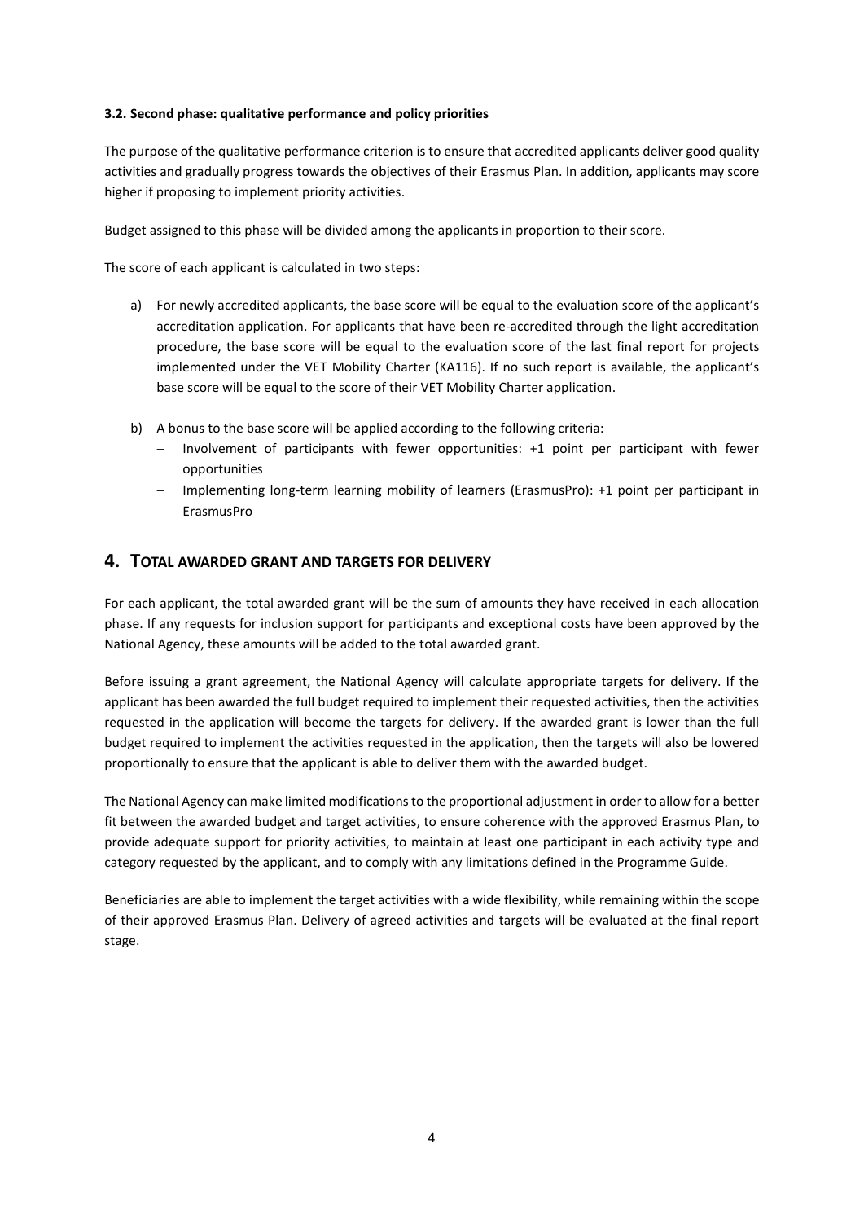### 3.2. Second phase: qualitative performance and policy priorities

The purpose of the qualitative performance criterion is to ensure that accredited applicants deliver good quality activities and gradually progress towards the objectives of their Erasmus Plan. In addition, applicants may score higher if proposing to implement priority activities.

Budget assigned to this phase will be divided among the applicants in proportion to their score.

The score of each applicant is calculated in two steps:

a) For newly accredited applicants, the base score will be equal to the evaluation score of the applicant's accreditation application. For applicants that have been re-accredited through the light accreditation procedure, the base score will be equal to the evaluation score of the last final report for projects implemented under the VET Mobility Charter (KA116). If no such report is available, the applicant's base score will be equal to the score of their VET Mobility Charter application.

b) A bonus to the base score will be applied according to the following criteria:
   - Involvement of participants with fewer opportunities: +1 point per participant with fewer opportunities
   - Implementing long-term learning mobility of learners (ErasmusPro): +1 point per participant in ErasmusPro

## 4. TOTAL AWARDED GRANT AND TARGETS FOR DELIVERY

For each applicant, the total awarded grant will be the sum of amounts they have received in each allocation phase. If any requests for inclusion support for participants and exceptional costs have been approved by the National Agency, these amounts will be added to the total awarded grant.

Before issuing a grant agreement, the National Agency will calculate appropriate targets for delivery. If the applicant has been awarded the full budget required to implement their requested activities, then the activities requested in the application will become the targets for delivery. If the awarded grant is lower than the full budget required to implement the activities requested in the application, then the targets will also be lowered proportionally to ensure that the applicant is able to deliver them with the awarded budget.

The National Agency can make limited modifications to the proportional adjustment in order to allow for a better fit between the awarded budget and target activities, to ensure coherence with the approved Erasmus Plan, to provide adequate support for priority activities, to maintain at least one participant in each activity type and category requested by the applicant, and to comply with any limitations defined in the Programme Guide.

Beneficiaries are able to implement the target activities with a wide flexibility, while remaining within the scope of their approved Erasmus Plan. Delivery of agreed activities and targets will be evaluated at the final report stage.